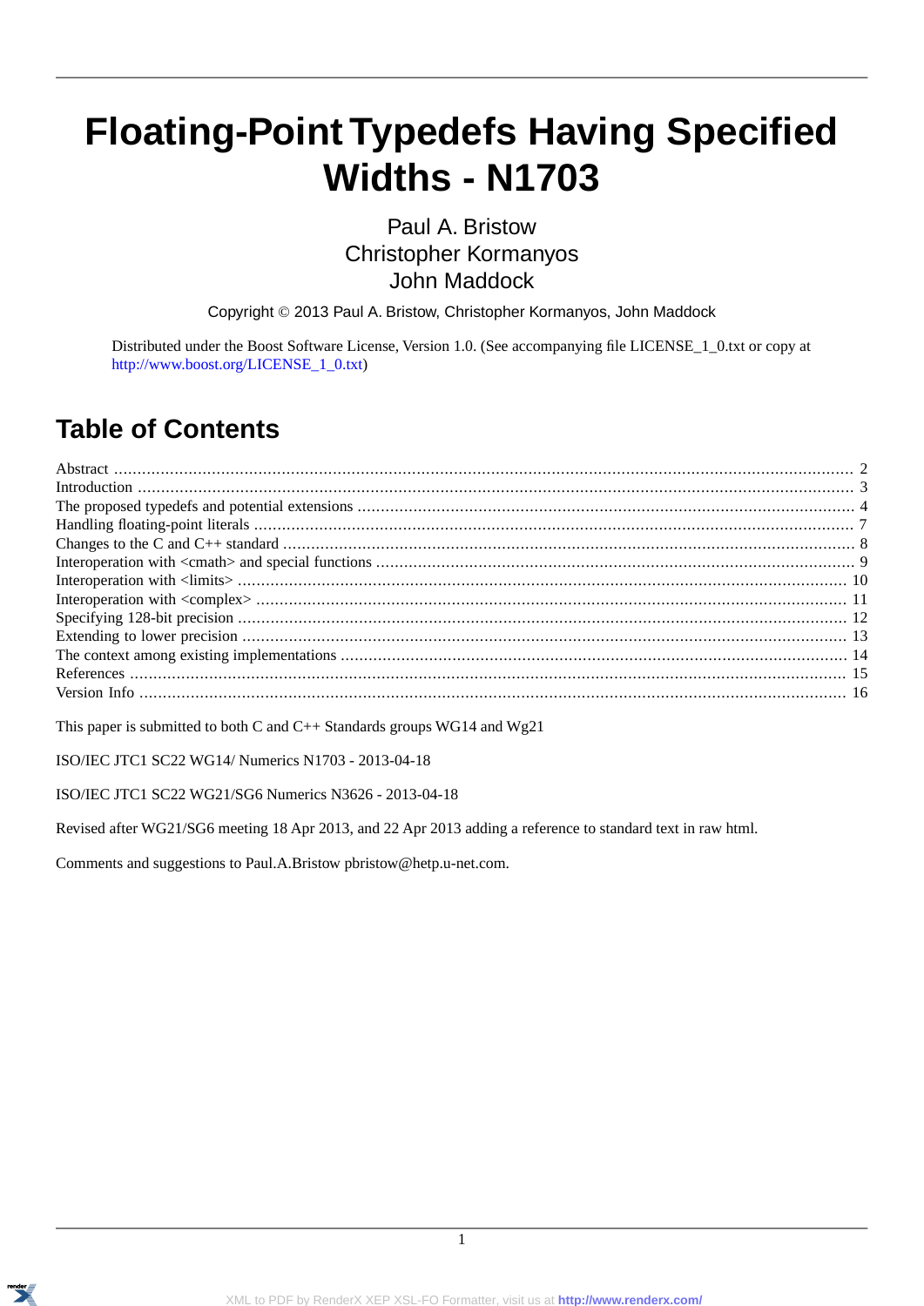# Floating-Point Typedefs Having Specified Widths - N1703

Paul A. Bristow
Christopher Kormanyos
John Maddock

Copyright © 2013 Paul A. Bristow, Christopher Kormanyos, John Maddock

Distributed under the Boost Software License, Version 1.0. (See accompanying file LICENSE_1_0.txt or copy at http://www.boost.org/LICENSE_1_0.txt)

## Table of Contents

Abstract .... 2
Introduction .... 3
The proposed typedefs and potential extensions .... 4
Handling floating-point literals .... 7
Changes to the C and C++ standard .... 8
Interoperation with <cmath> and special functions .... 9
Interoperation with <limits> .... 10
Interoperation with <complex> .... 11
Specifying 128-bit precision .... 12
Extending to lower precision .... 13
The context among existing implementations .... 14
References .... 15
Version Info .... 16

This paper is submitted to both C and C++ Standards groups WG14 and Wg21

ISO/IEC JTC1 SC22 WG14/ Numerics N1703 - 2013-04-18

ISO/IEC JTC1 SC22 WG21/SG6 Numerics N3626 - 2013-04-18

Revised after WG21/SG6 meeting 18 Apr 2013, and 22 Apr 2013 adding a reference to standard text in raw html.

Comments and suggestions to Paul.A.Bristow pbristow@hetp.u-net.com.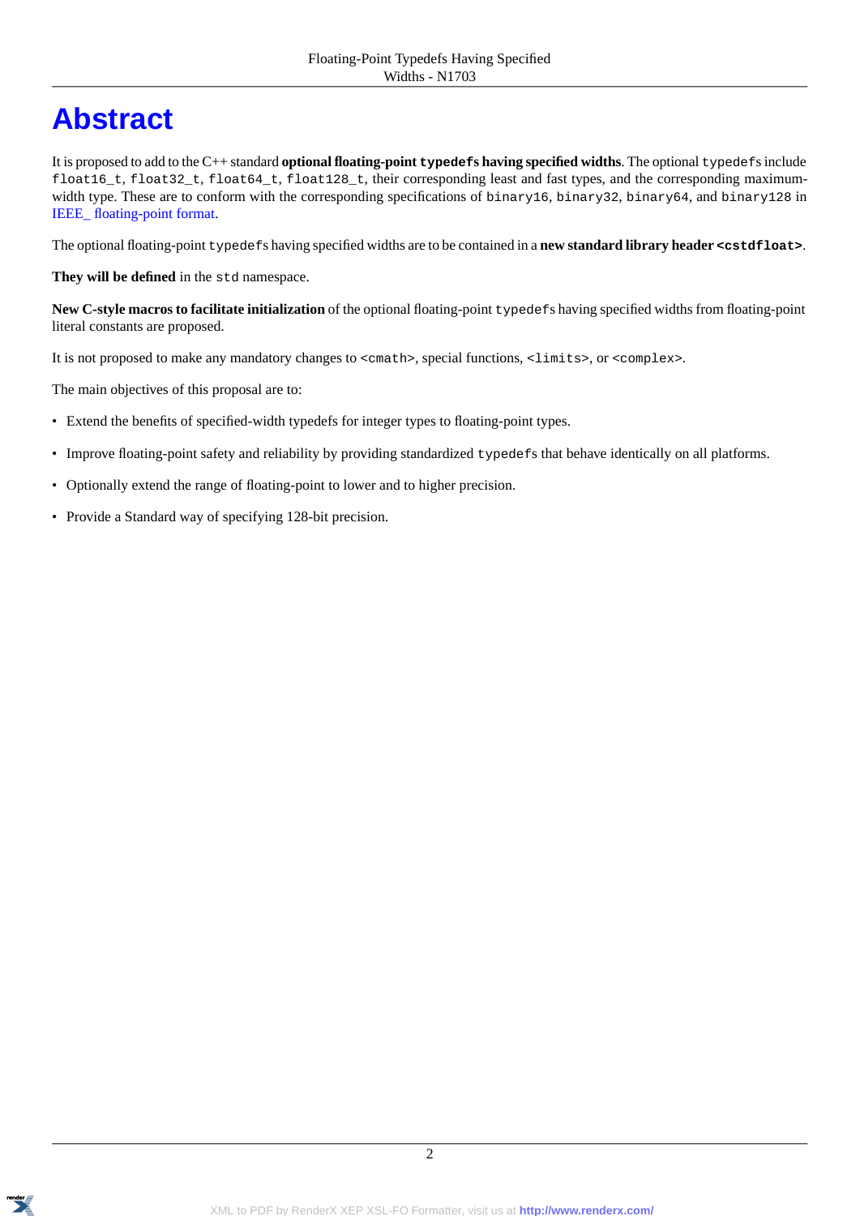# Abstract

It is proposed to add to the C++ standard **optional floating-point `typedef`s having specified widths**. The optional `typedef`s include `float16_t`, `float32_t`, `float64_t`, `float128_t`, their corresponding least and fast types, and the corresponding maximum-width type. These are to conform with the corresponding specifications of `binary16`, `binary32`, `binary64`, and `binary128` in IEEE_ floating-point format.

The optional floating-point `typedef`s having specified widths are to be contained in a **new standard library header `<cstdfloat>`**.

**They will be defined** in the `std` namespace.

**New C-style macros to facilitate initialization** of the optional floating-point `typedef`s having specified widths from floating-point literal constants are proposed.

It is not proposed to make any mandatory changes to `<cmath>`, special functions, `<limits>`, or `<complex>`.

The main objectives of this proposal are to:

- Extend the benefits of specified-width typedefs for integer types to floating-point types.
- Improve floating-point safety and reliability by providing standardized `typedef`s that behave identically on all platforms.
- Optionally extend the range of floating-point to lower and to higher precision.
- Provide a Standard way of specifying 128-bit precision.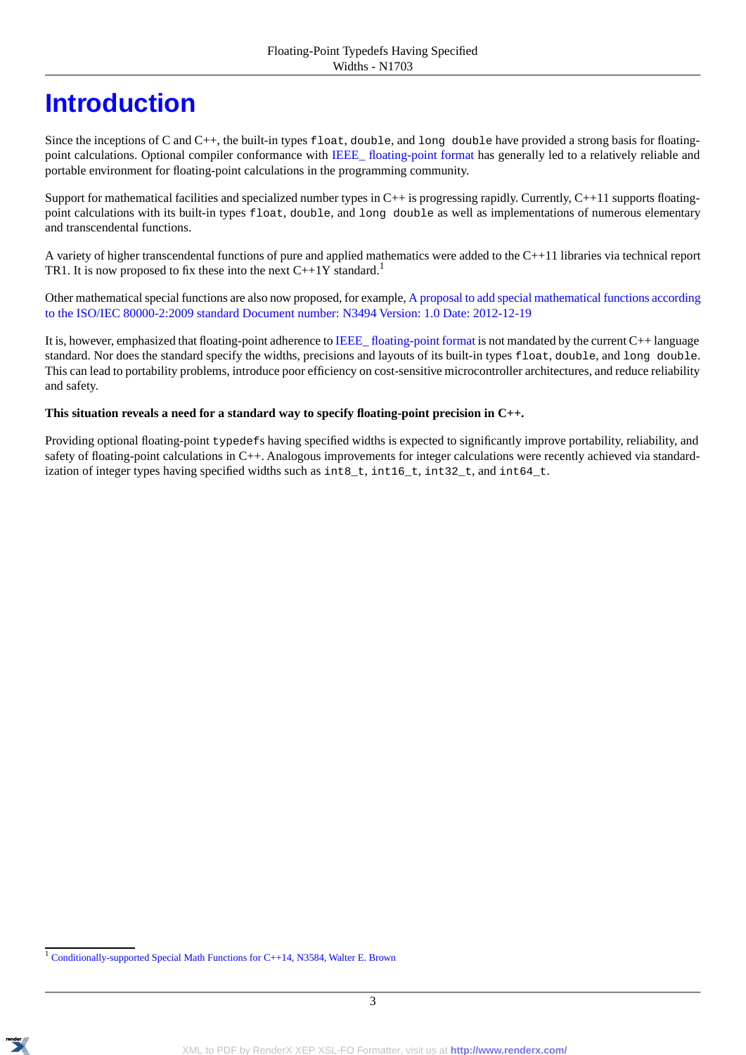# Introduction

Since the inceptions of C and C++, the built-in types `float`, `double`, and `long double` have provided a strong basis for floating-point calculations. Optional compiler conformance with IEEE_ floating-point format has generally led to a relatively reliable and portable environment for floating-point calculations in the programming community.

Support for mathematical facilities and specialized number types in C++ is progressing rapidly. Currently, C++11 supports floating-point calculations with its built-in types `float`, `double`, and `long double` as well as implementations of numerous elementary and transcendental functions.

A variety of higher transcendental functions of pure and applied mathematics were added to the C++11 libraries via technical report TR1. It is now proposed to fix these into the next C++1Y standard.[1]

Other mathematical special functions are also now proposed, for example, A proposal to add special mathematical functions according to the ISO/IEC 80000-2:2009 standard Document number: N3494 Version: 1.0 Date: 2012-12-19

It is, however, emphasized that floating-point adherence to IEEE_ floating-point format is not mandated by the current C++ language standard. Nor does the standard specify the widths, precisions and layouts of its built-in types `float`, `double`, and `long double`. This can lead to portability problems, introduce poor efficiency on cost-sensitive microcontroller architectures, and reduce reliability and safety.

**This situation reveals a need for a standard way to specify floating-point precision in C++.**

Providing optional floating-point `typedef`s having specified widths is expected to significantly improve portability, reliability, and safety of floating-point calculations in C++. Analogous improvements for integer calculations were recently achieved via standardization of integer types having specified widths such as `int8_t`, `int16_t`, `int32_t`, and `int64_t`.

---

[1] Conditionally-supported Special Math Functions for C++14, N3584, Walter E. Brown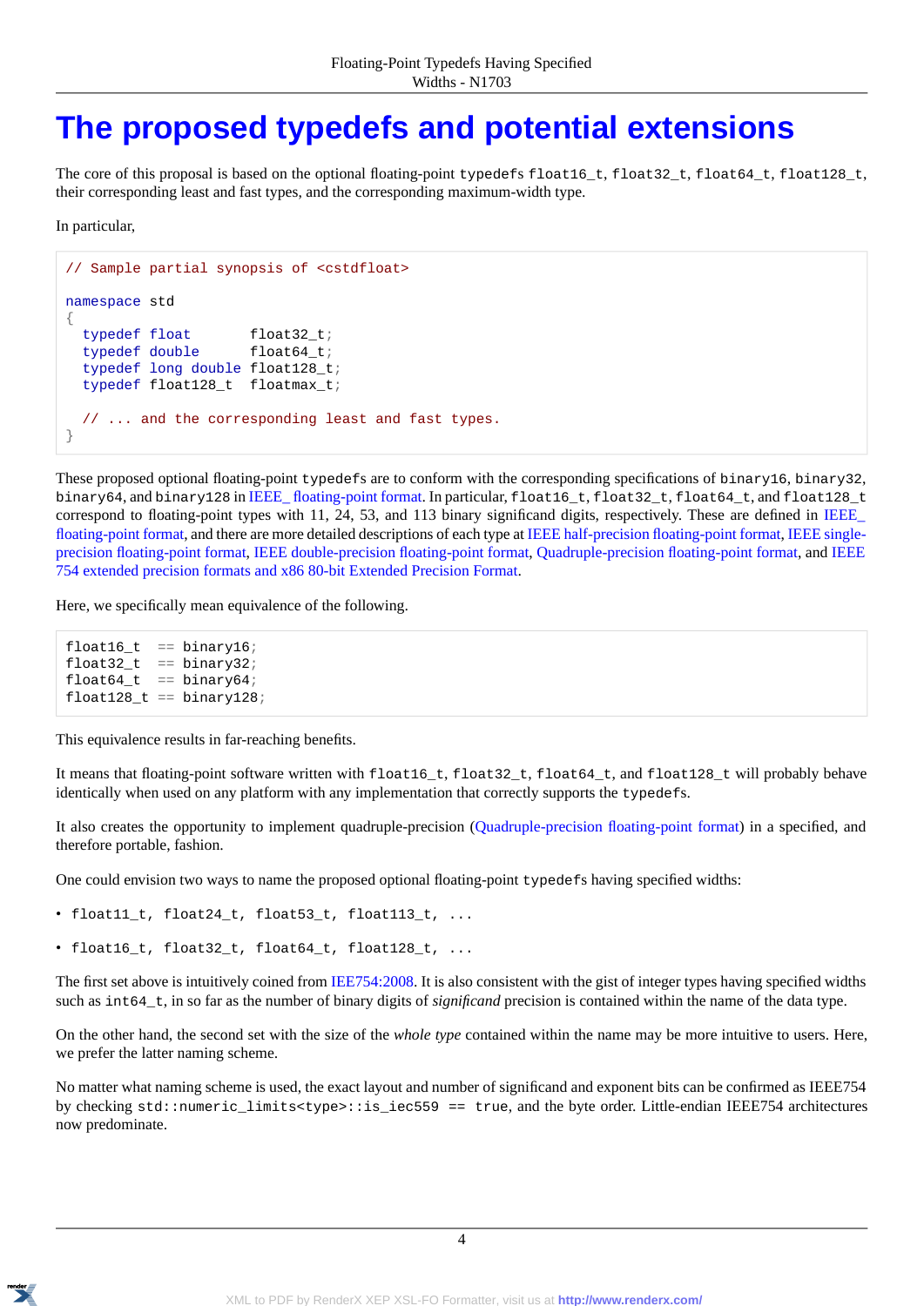# The proposed typedefs and potential extensions

The core of this proposal is based on the optional floating-point `typedefs` `float16_t`, `float32_t`, `float64_t`, `float128_t`, their corresponding least and fast types, and the corresponding maximum-width type.

In particular,

```
// Sample partial synopsis of <cstdfloat>

namespace std
{
  typedef float       float32_t;
  typedef double      float64_t;
  typedef long double float128_t;
  typedef float128_t  floatmax_t;

  // ... and the corresponding least and fast types.
}
```

These proposed optional floating-point `typedefs` are to conform with the corresponding specifications of `binary16`, `binary32`, `binary64`, and `binary128` in IEEE_ floating-point format. In particular, `float16_t`, `float32_t`, `float64_t`, and `float128_t` correspond to floating-point types with 11, 24, 53, and 113 binary significand digits, respectively. These are defined in IEEE_ floating-point format, and there are more detailed descriptions of each type at IEEE half-precision floating-point format, IEEE single-precision floating-point format, IEEE double-precision floating-point format, Quadruple-precision floating-point format, and IEEE 754 extended precision formats and x86 80-bit Extended Precision Format.

Here, we specifically mean equivalence of the following.

```
float16_t  == binary16;
float32_t  == binary32;
float64_t  == binary64;
float128_t == binary128;
```

This equivalence results in far-reaching benefits.

It means that floating-point software written with `float16_t`, `float32_t`, `float64_t`, and `float128_t` will probably behave identically when used on any platform with any implementation that correctly supports the `typedefs`.

It also creates the opportunity to implement quadruple-precision (Quadruple-precision floating-point format) in a specified, and therefore portable, fashion.

One could envision two ways to name the proposed optional floating-point `typedefs` having specified widths:

- `float11_t, float24_t, float53_t, float113_t, ...`
- `float16_t, float32_t, float64_t, float128_t, ...`

The first set above is intuitively coined from IEE754:2008. It is also consistent with the gist of integer types having specified widths such as `int64_t`, in so far as the number of binary digits of *significand* precision is contained within the name of the data type.

On the other hand, the second set with the size of the *whole type* contained within the name may be more intuitive to users. Here, we prefer the latter naming scheme.

No matter what naming scheme is used, the exact layout and number of significand and exponent bits can be confirmed as IEEE754 by checking `std::numeric_limits<type>::is_iec559 == true`, and the byte order. Little-endian IEEE754 architectures now predominate.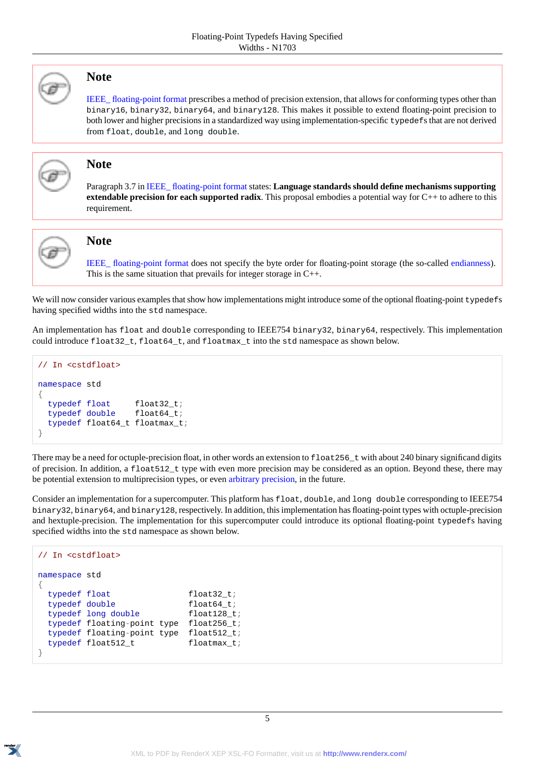**Note**

IEEE_ floating-point format prescribes a method of precision extension, that allows for conforming types other than `binary16`, `binary32`, `binary64`, and `binary128`. This makes it possible to extend floating-point precision to both lower and higher precisions in a standardized way using implementation-specific `typedefs` that are not derived from `float`, `double`, and `long double`.

**Note**

Paragraph 3.7 in IEEE_ floating-point format states: **Language standards should define mechanisms supporting extendable precision for each supported radix**. This proposal embodies a potential way for C++ to adhere to this requirement.

**Note**

IEEE_ floating-point format does not specify the byte order for floating-point storage (the so-called endianness). This is the same situation that prevails for integer storage in C++.

We will now consider various examples that show how implementations might introduce some of the optional floating-point `typedefs` having specified widths into the `std` namespace.

An implementation has `float` and `double` corresponding to IEEE754 `binary32`, `binary64`, respectively. This implementation could introduce `float32_t`, `float64_t`, and `floatmax_t` into the `std` namespace as shown below.

```
// In <cstdfloat>

namespace std
{
  typedef float     float32_t;
  typedef double    float64_t;
  typedef float64_t floatmax_t;
}
```

There may be a need for octuple-precision float, in other words an extension to `float256_t` with about 240 binary significand digits of precision. In addition, a `float512_t` type with even more precision may be considered as an option. Beyond these, there may be potential extension to multiprecision types, or even arbitrary precision, in the future.

Consider an implementation for a supercomputer. This platform has `float`, `double`, and `long double` corresponding to IEEE754 `binary32`, `binary64`, and `binary128`, respectively. In addition, this implementation has floating-point types with octuple-precision and hextuple-precision. The implementation for this supercomputer could introduce its optional floating-point `typedefs` having specified widths into the `std` namespace as shown below.

```
// In <cstdfloat>

namespace std
{
  typedef float                float32_t;
  typedef double               float64_t;
  typedef long double          float128_t;
  typedef floating-point type  float256_t;
  typedef floating-point type  float512_t;
  typedef float512_t           floatmax_t;
}
```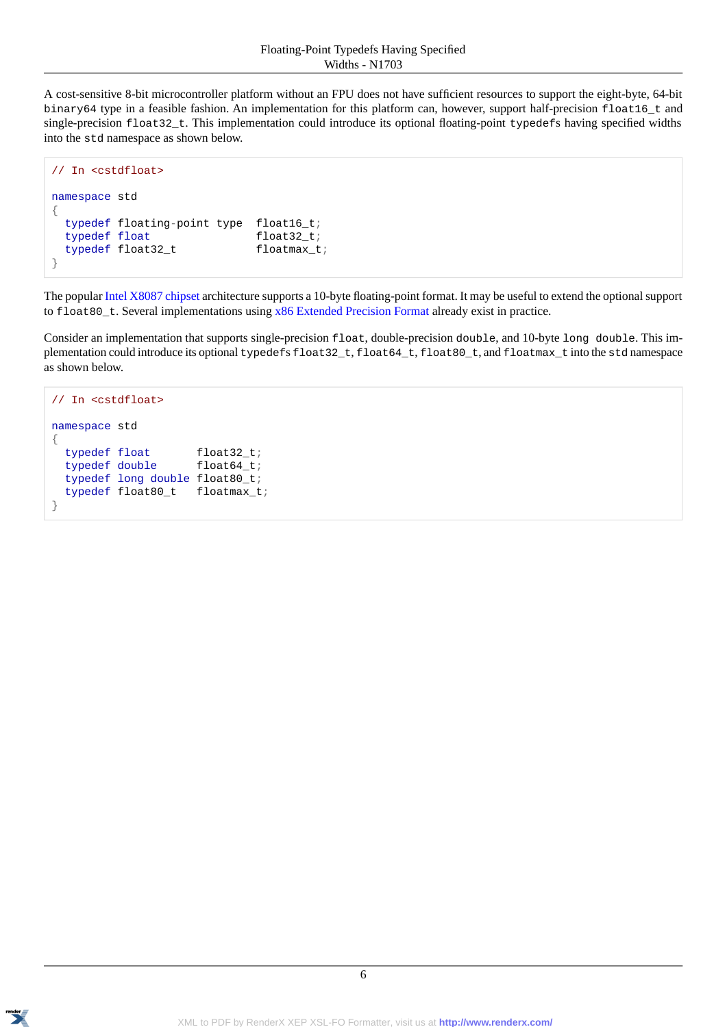A cost-sensitive 8-bit microcontroller platform without an FPU does not have sufficient resources to support the eight-byte, 64-bit `binary64` type in a feasible fashion. An implementation for this platform can, however, support half-precision `float16_t` and single-precision `float32_t`. This implementation could introduce its optional floating-point `typedef`s having specified widths into the `std` namespace as shown below.

```
// In <cstdfloat>

namespace std
{
  typedef floating-point type  float16_t;
  typedef float                float32_t;
  typedef float32_t            floatmax_t;
}
```

The popular Intel X8087 chipset architecture supports a 10-byte floating-point format. It may be useful to extend the optional support to `float80_t`. Several implementations using x86 Extended Precision Format already exist in practice.

Consider an implementation that supports single-precision `float`, double-precision `double`, and 10-byte `long double`. This implementation could introduce its optional `typedef`s `float32_t`, `float64_t`, `float80_t`, and `floatmax_t` into the `std` namespace as shown below.

```
// In <cstdfloat>

namespace std
{
  typedef float       float32_t;
  typedef double      float64_t;
  typedef long double float80_t;
  typedef float80_t   floatmax_t;
}
```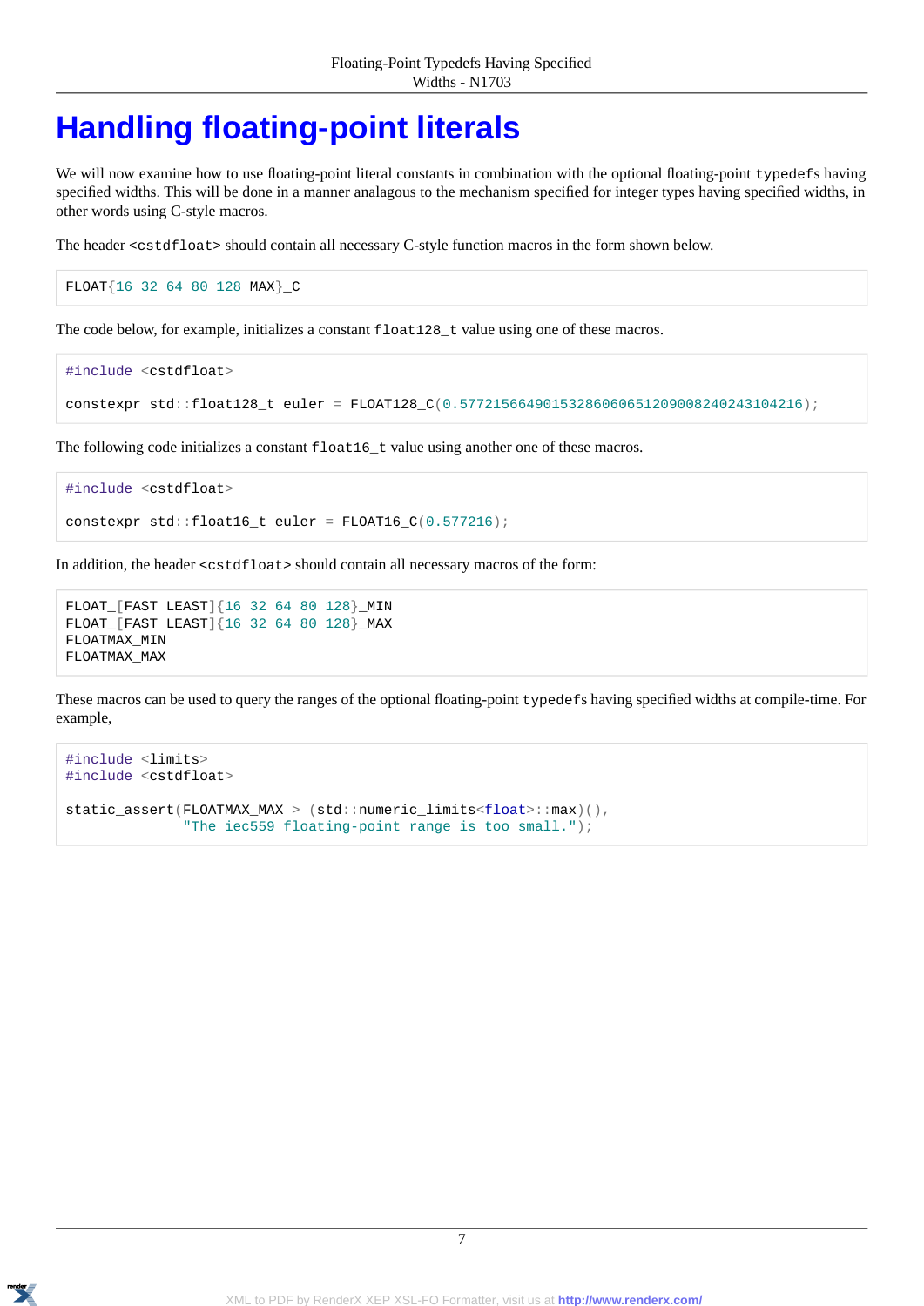# Handling floating-point literals

We will now examine how to use floating-point literal constants in combination with the optional floating-point `typedefs` having specified widths. This will be done in a manner analagous to the mechanism specified for integer types having specified widths, in other words using C-style macros.

The header `<cstdfloat>` should contain all necessary C-style function macros in the form shown below.

```
FLOAT{16 32 64 80 128 MAX}_C
```

The code below, for example, initializes a constant `float128_t` value using one of these macros.

```
#include <cstdfloat>

constexpr std::float128_t euler = FLOAT128_C(0.5772156649015328606065120900824024310421б);
```

The following code initializes a constant `float16_t` value using another one of these macros.

```
#include <cstdfloat>

constexpr std::float16_t euler = FLOAT16_C(0.577216);
```

In addition, the header `<cstdfloat>` should contain all necessary macros of the form:

```
FLOAT_[FAST LEAST]{16 32 64 80 128}_MIN
FLOAT_[FAST LEAST]{16 32 64 80 128}_MAX
FLOATMAX_MIN
FLOATMAX_MAX
```

These macros can be used to query the ranges of the optional floating-point `typedefs` having specified widths at compile-time. For example,

```
#include <limits>
#include <cstdfloat>

static_assert(FLOATMAX_MAX > (std::numeric_limits<float>::max)(),
              "The iec559 floating-point range is too small.");
```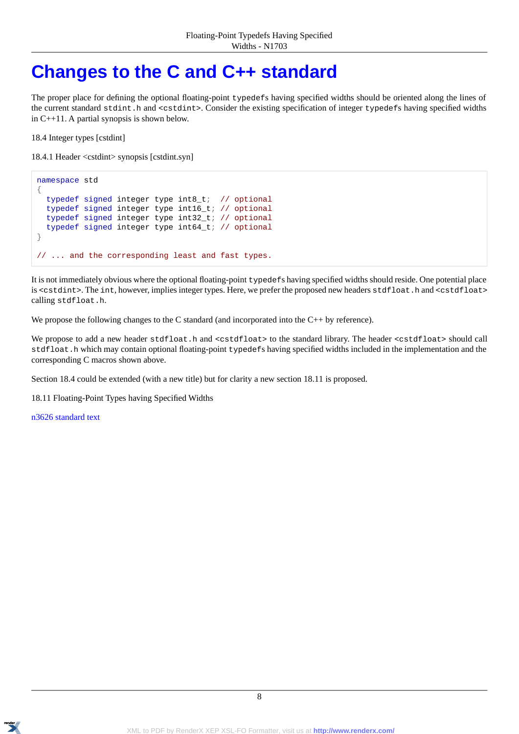# Changes to the C and C++ standard

The proper place for defining the optional floating-point `typedef`s having specified widths should be oriented along the lines of the current standard `stdint.h` and `<cstdint>`. Consider the existing specification of integer `typedef`s having specified widths in C++11. A partial synopsis is shown below.

18.4 Integer types [cstdint]

18.4.1 Header <cstdint> synopsis [cstdint.syn]

```
namespace std
{
  typedef signed integer type int8_t;  // optional
  typedef signed integer type int16_t; // optional
  typedef signed integer type int32_t; // optional
  typedef signed integer type int64_t; // optional
}

// ... and the corresponding least and fast types.
```

It is not immediately obvious where the optional floating-point `typedef`s having specified widths should reside. One potential place is `<cstdint>`. The `int`, however, implies integer types. Here, we prefer the proposed new headers `stdfloat.h` and `<cstdfloat>` calling `stdfloat.h`.

We propose the following changes to the C standard (and incorporated into the C++ by reference).

We propose to add a new header `stdfloat.h` and `<cstdfloat>` to the standard library. The header `<cstdfloat>` should call `stdfloat.h` which may contain optional floating-point `typedef`s having specified widths included in the implementation and the corresponding C macros shown above.

Section 18.4 could be extended (with a new title) but for clarity a new section 18.11 is proposed.

18.11 Floating-Point Types having Specified Widths

n3626 standard text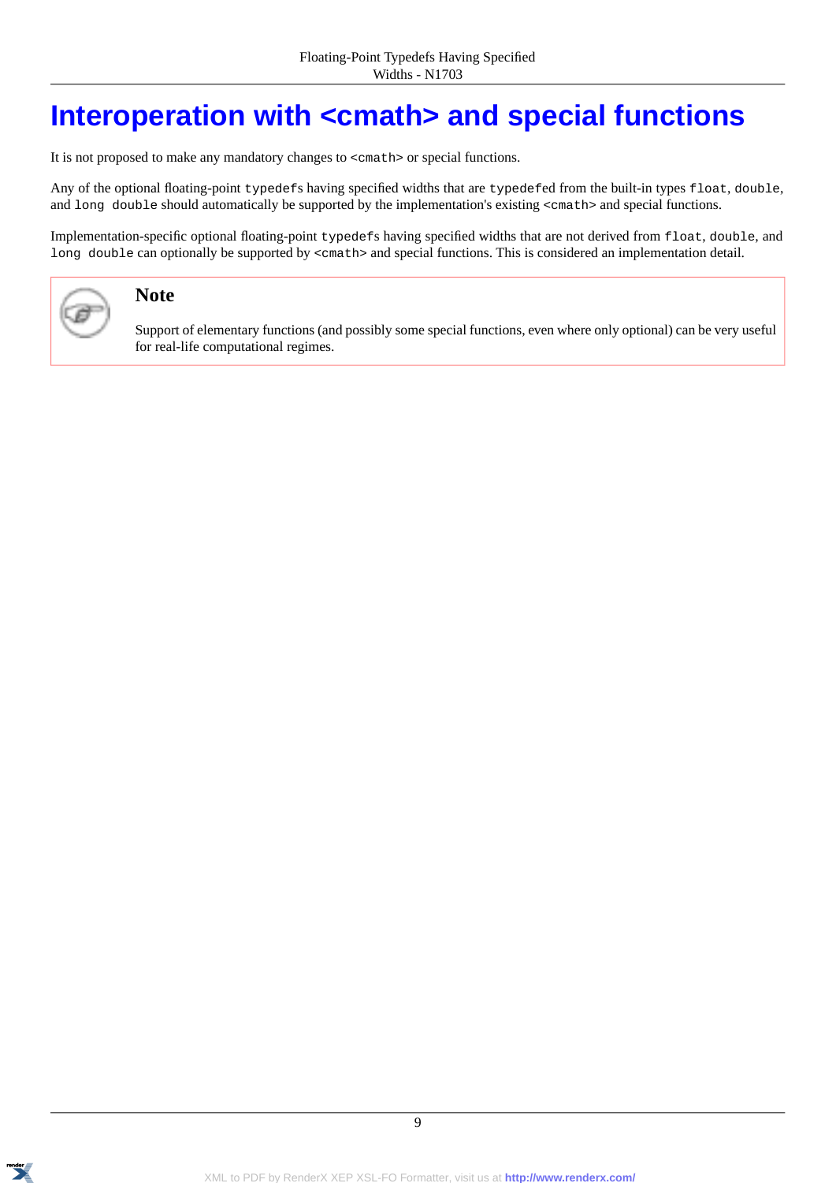# Interoperation with <cmath> and special functions

It is not proposed to make any mandatory changes to `<cmath>` or special functions.

Any of the optional floating-point `typedefs` having specified widths that are `typedefed` from the built-in types `float`, `double`, and `long double` should automatically be supported by the implementation's existing `<cmath>` and special functions.

Implementation-specific optional floating-point `typedefs` having specified widths that are not derived from `float`, `double`, and `long double` can optionally be supported by `<cmath>` and special functions. This is considered an implementation detail.

> **Note**
>
> Support of elementary functions (and possibly some special functions, even where only optional) can be very useful for real-life computational regimes.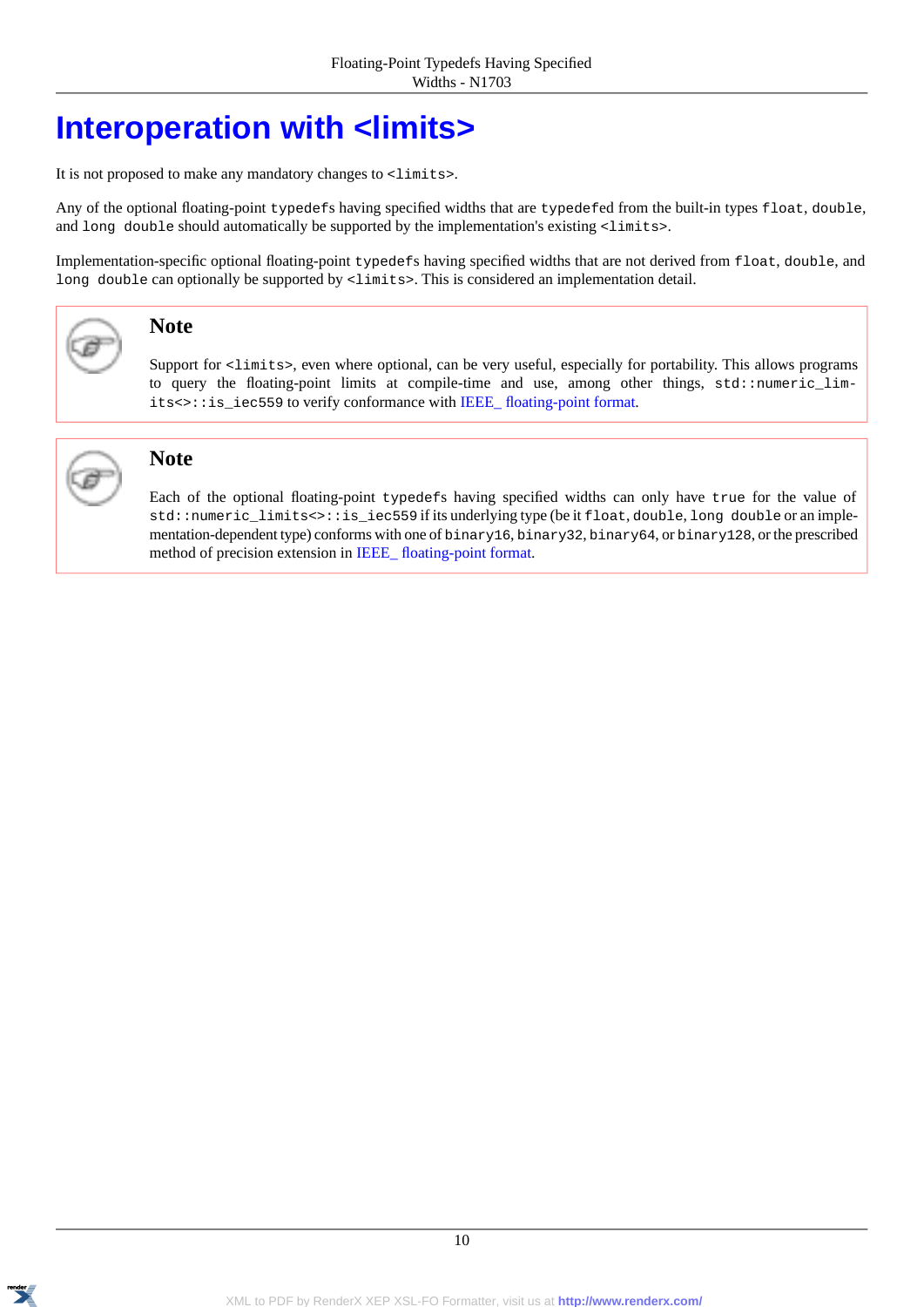# Interoperation with <limits>

It is not proposed to make any mandatory changes to `<limits>`.

Any of the optional floating-point `typedefs` having specified widths that are `typedefed` from the built-in types `float`, `double`, and `long double` should automatically be supported by the implementation's existing `<limits>`.

Implementation-specific optional floating-point `typedefs` having specified widths that are not derived from `float`, `double`, and `long double` can optionally be supported by `<limits>`. This is considered an implementation detail.

> **Note**
>
> Support for `<limits>`, even where optional, can be very useful, especially for portability. This allows programs to query the floating-point limits at compile-time and use, among other things, `std::numeric_limits<>::is_iec559` to verify conformance with IEEE_ floating-point format.

> **Note**
>
> Each of the optional floating-point `typedefs` having specified widths can only have `true` for the value of `std::numeric_limits<>::is_iec559` if its underlying type (be it `float`, `double`, `long double` or an implementation-dependent type) conforms with one of `binary16`, `binary32`, `binary64`, or `binary128`, or the prescribed method of precision extension in IEEE_ floating-point format.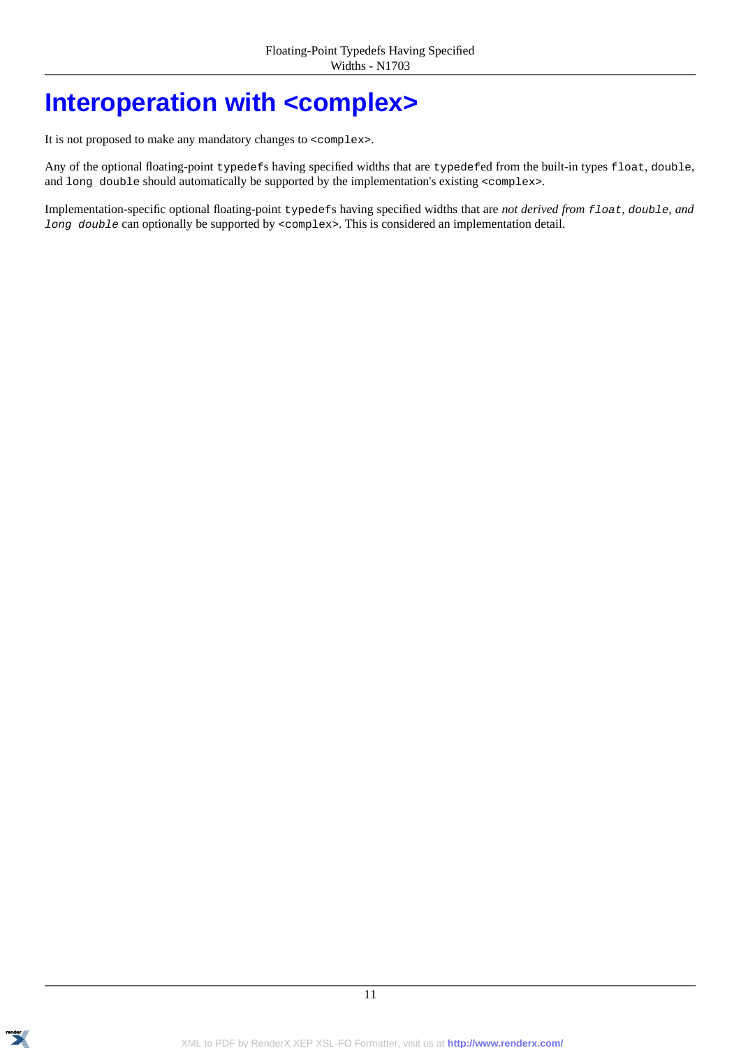# Interoperation with <complex>

It is not proposed to make any mandatory changes to `<complex>`.

Any of the optional floating-point `typedef`s having specified widths that are `typedef`ed from the built-in types `float`, `double`, and `long double` should automatically be supported by the implementation's existing `<complex>`.

Implementation-specific optional floating-point `typedef`s having specified widths that are *not derived from `float`, `double`, and `long double`* can optionally be supported by `<complex>`. This is considered an implementation detail.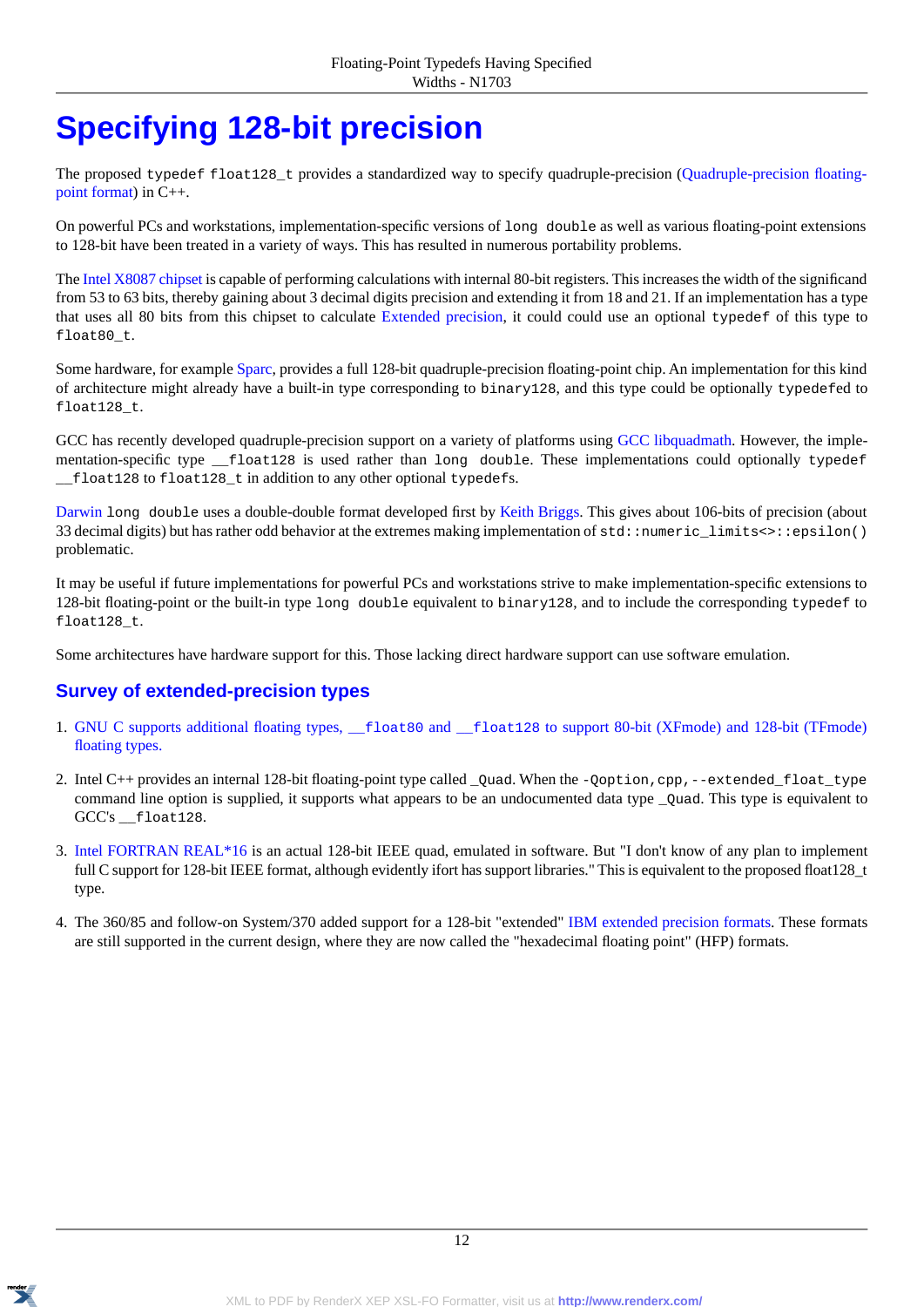# Specifying 128-bit precision

The proposed `typedef float128_t` provides a standardized way to specify quadruple-precision (Quadruple-precision floating-point format) in C++.

On powerful PCs and workstations, implementation-specific versions of `long double` as well as various floating-point extensions to 128-bit have been treated in a variety of ways. This has resulted in numerous portability problems.

The Intel X8087 chipset is capable of performing calculations with internal 80-bit registers. This increases the width of the significand from 53 to 63 bits, thereby gaining about 3 decimal digits precision and extending it from 18 and 21. If an implementation has a type that uses all 80 bits from this chipset to calculate Extended precision, it could could use an optional `typedef` of this type to `float80_t`.

Some hardware, for example Sparc, provides a full 128-bit quadruple-precision floating-point chip. An implementation for this kind of architecture might already have a built-in type corresponding to `binary128`, and this type could be optionally `typedef`ed to `float128_t`.

GCC has recently developed quadruple-precision support on a variety of platforms using GCC libquadmath. However, the implementation-specific type `__float128` is used rather than `long double`. These implementations could optionally `typedef` `__float128` to `float128_t` in addition to any other optional `typedef`s.

Darwin `long double` uses a double-double format developed first by Keith Briggs. This gives about 106-bits of precision (about 33 decimal digits) but has rather odd behavior at the extremes making implementation of `std::numeric_limits<>::epsilon()` problematic.

It may be useful if future implementations for powerful PCs and workstations strive to make implementation-specific extensions to 128-bit floating-point or the built-in type `long double` equivalent to `binary128`, and to include the corresponding `typedef` to `float128_t`.

Some architectures have hardware support for this. Those lacking direct hardware support can use software emulation.

## Survey of extended-precision types

1. GNU C supports additional floating types, `__float80` and `__float128` to support 80-bit (XFmode) and 128-bit (TFmode) floating types.

2. Intel C++ provides an internal 128-bit floating-point type called `_Quad`. When the `-Qoption,cpp,--extended_float_type` command line option is supplied, it supports what appears to be an undocumented data type `_Quad`. This type is equivalent to GCC's `__float128`.

3. Intel FORTRAN REAL*16 is an actual 128-bit IEEE quad, emulated in software. But "I don't know of any plan to implement full C support for 128-bit IEEE format, although evidently ifort has support libraries." This is equivalent to the proposed float128_t type.

4. The 360/85 and follow-on System/370 added support for a 128-bit "extended" IBM extended precision formats. These formats are still supported in the current design, where they are now called the "hexadecimal floating point" (HFP) formats.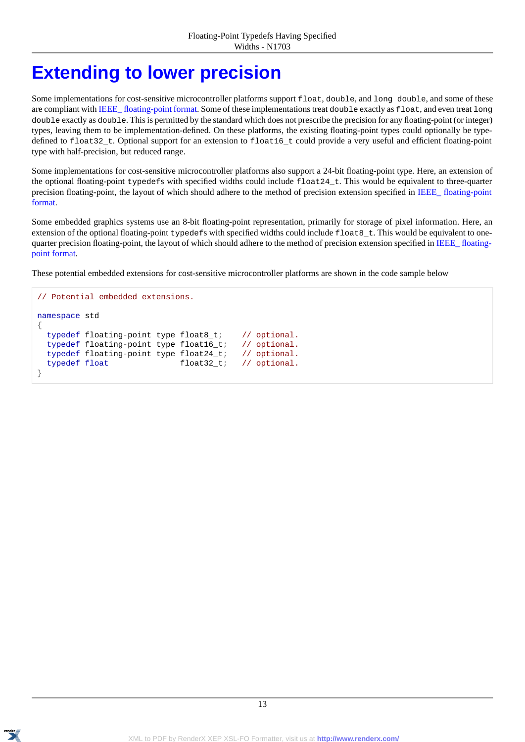# Extending to lower precision

Some implementations for cost-sensitive microcontroller platforms support `float`, `double`, and `long double`, and some of these are compliant with IEEE_ floating-point format. Some of these implementations treat `double` exactly as `float`, and even treat `long double` exactly as `double`. This is permitted by the standard which does not prescribe the precision for any floating-point (or integer) types, leaving them to be implementation-defined. On these platforms, the existing floating-point types could optionally be type-defined to `float32_t`. Optional support for an extension to `float16_t` could provide a very useful and efficient floating-point type with half-precision, but reduced range.

Some implementations for cost-sensitive microcontroller platforms also support a 24-bit floating-point type. Here, an extension of the optional floating-point `typedefs` with specified widths could include `float24_t`. This would be equivalent to three-quarter precision floating-point, the layout of which should adhere to the method of precision extension specified in IEEE_ floating-point format.

Some embedded graphics systems use an 8-bit floating-point representation, primarily for storage of pixel information. Here, an extension of the optional floating-point `typedefs` with specified widths could include `float8_t`. This would be equivalent to one-quarter precision floating-point, the layout of which should adhere to the method of precision extension specified in IEEE_ floating-point format.

These potential embedded extensions for cost-sensitive microcontroller platforms are shown in the code sample below

```
// Potential embedded extensions.

namespace std
{
  typedef floating-point type float8_t;    // optional.
  typedef floating-point type float16_t;   // optional.
  typedef floating-point type float24_t;   // optional.
  typedef float               float32_t;   // optional.
}
```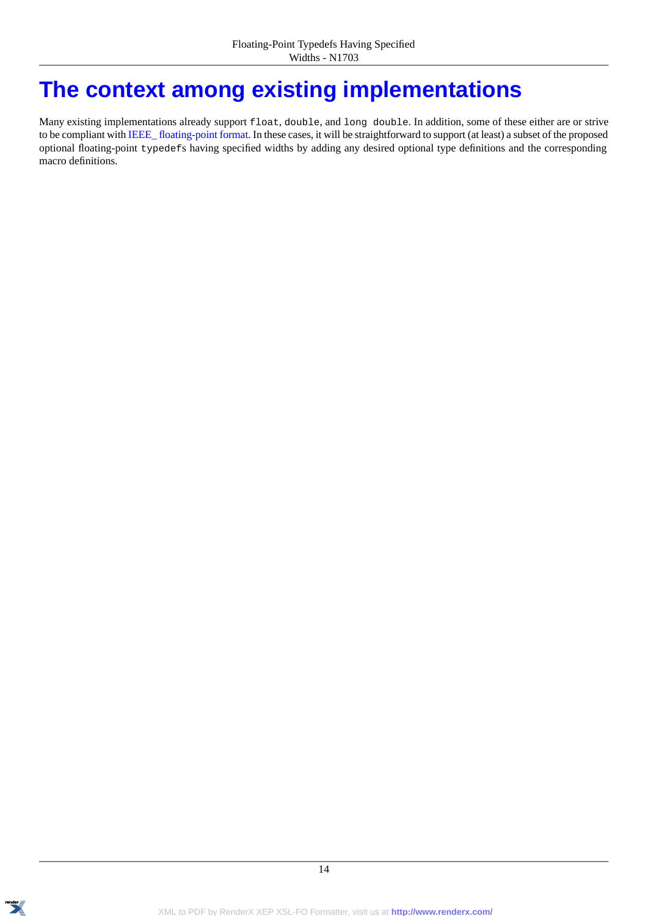# The context among existing implementations

Many existing implementations already support `float`, `double`, and `long double`. In addition, some of these either are or strive to be compliant with IEEE_ floating-point format. In these cases, it will be straightforward to support (at least) a subset of the proposed optional floating-point `typedefs` having specified widths by adding any desired optional type definitions and the corresponding macro definitions.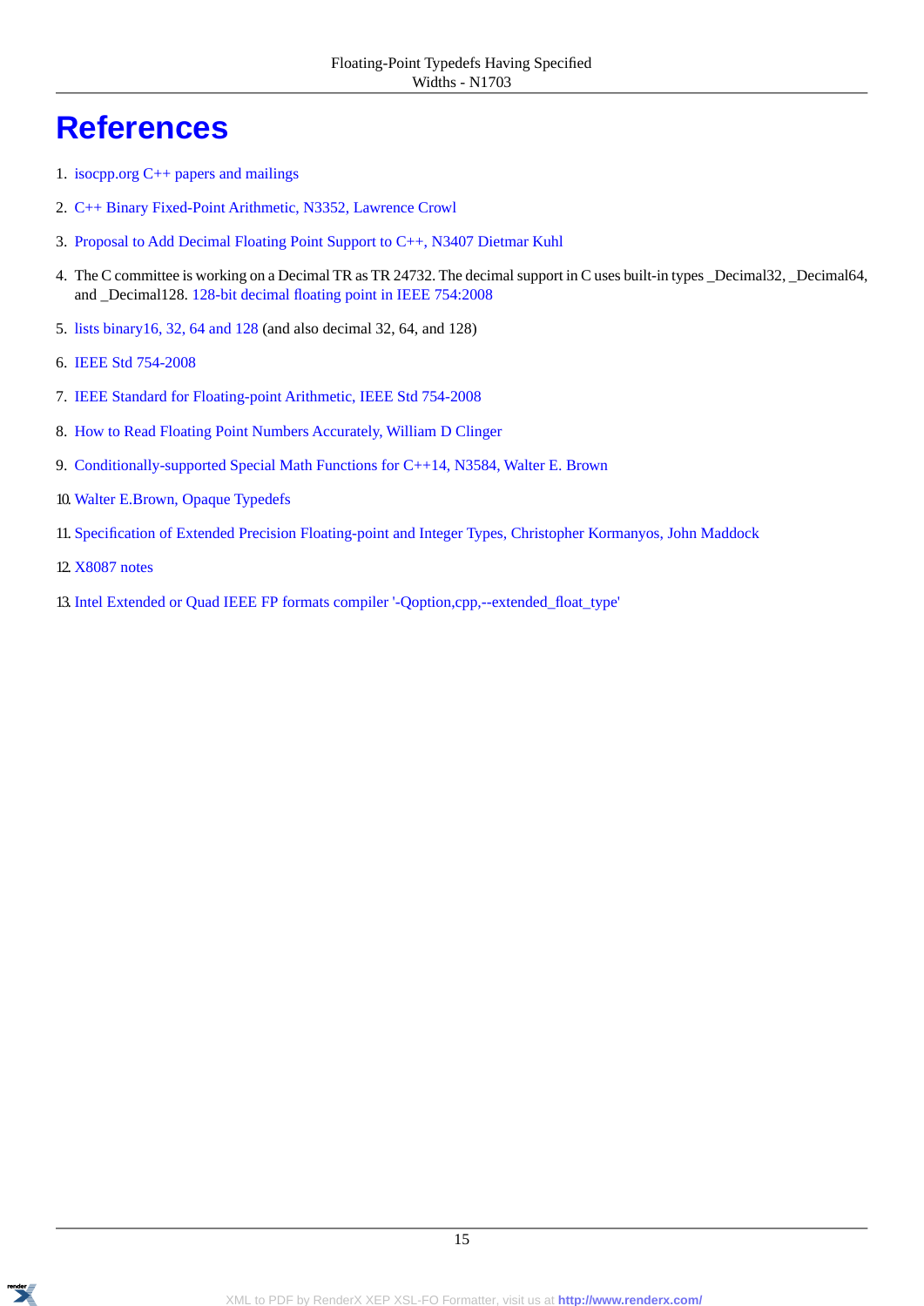# References

1. isocpp.org C++ papers and mailings
2. C++ Binary Fixed-Point Arithmetic, N3352, Lawrence Crowl
3. Proposal to Add Decimal Floating Point Support to C++, N3407 Dietmar Kuhl
4. The C committee is working on a Decimal TR as TR 24732. The decimal support in C uses built-in types _Decimal32, _Decimal64, and _Decimal128. 128-bit decimal floating point in IEEE 754:2008
5. lists binary16, 32, 64 and 128 (and also decimal 32, 64, and 128)
6. IEEE Std 754-2008
7. IEEE Standard for Floating-point Arithmetic, IEEE Std 754-2008
8. How to Read Floating Point Numbers Accurately, William D Clinger
9. Conditionally-supported Special Math Functions for C++14, N3584, Walter E. Brown
10. Walter E.Brown, Opaque Typedefs
11. Specification of Extended Precision Floating-point and Integer Types, Christopher Kormanyos, John Maddock
12. X8087 notes
13. Intel Extended or Quad IEEE FP formats compiler '-Qoption,cpp,--extended_float_type'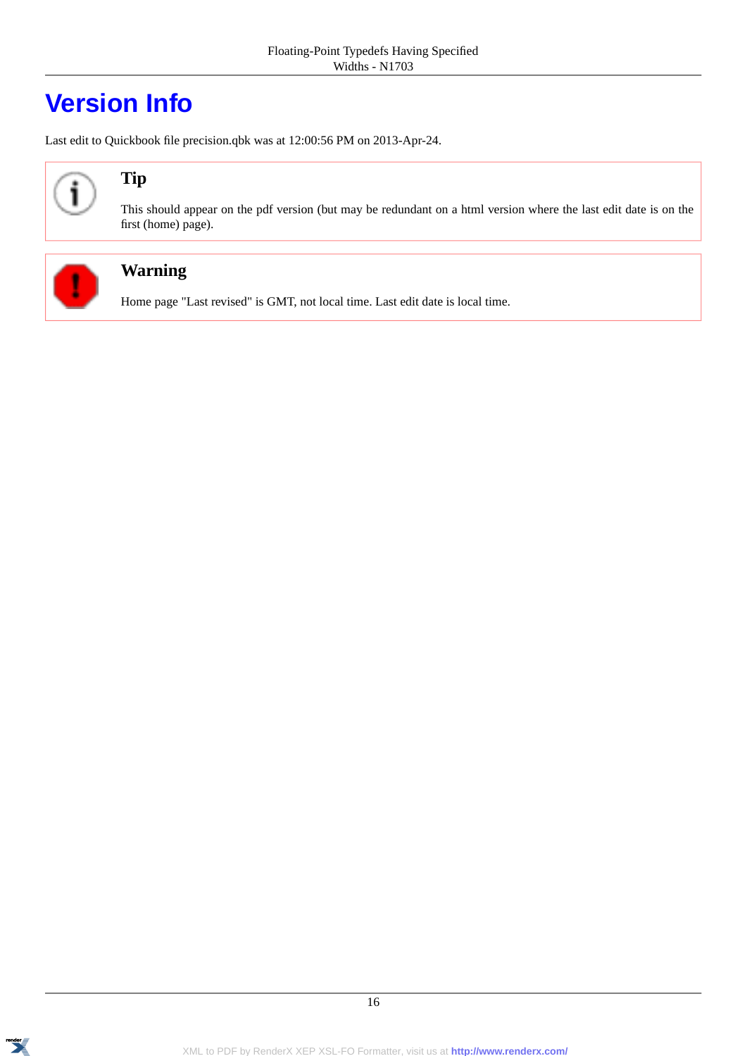# Version Info

Last edit to Quickbook file precision.qbk was at 12:00:56 PM on 2013-Apr-24.

> **Tip**
>
> This should appear on the pdf version (but may be redundant on a html version where the last edit date is on the first (home) page).

> **Warning**
>
> Home page "Last revised" is GMT, not local time. Last edit date is local time.